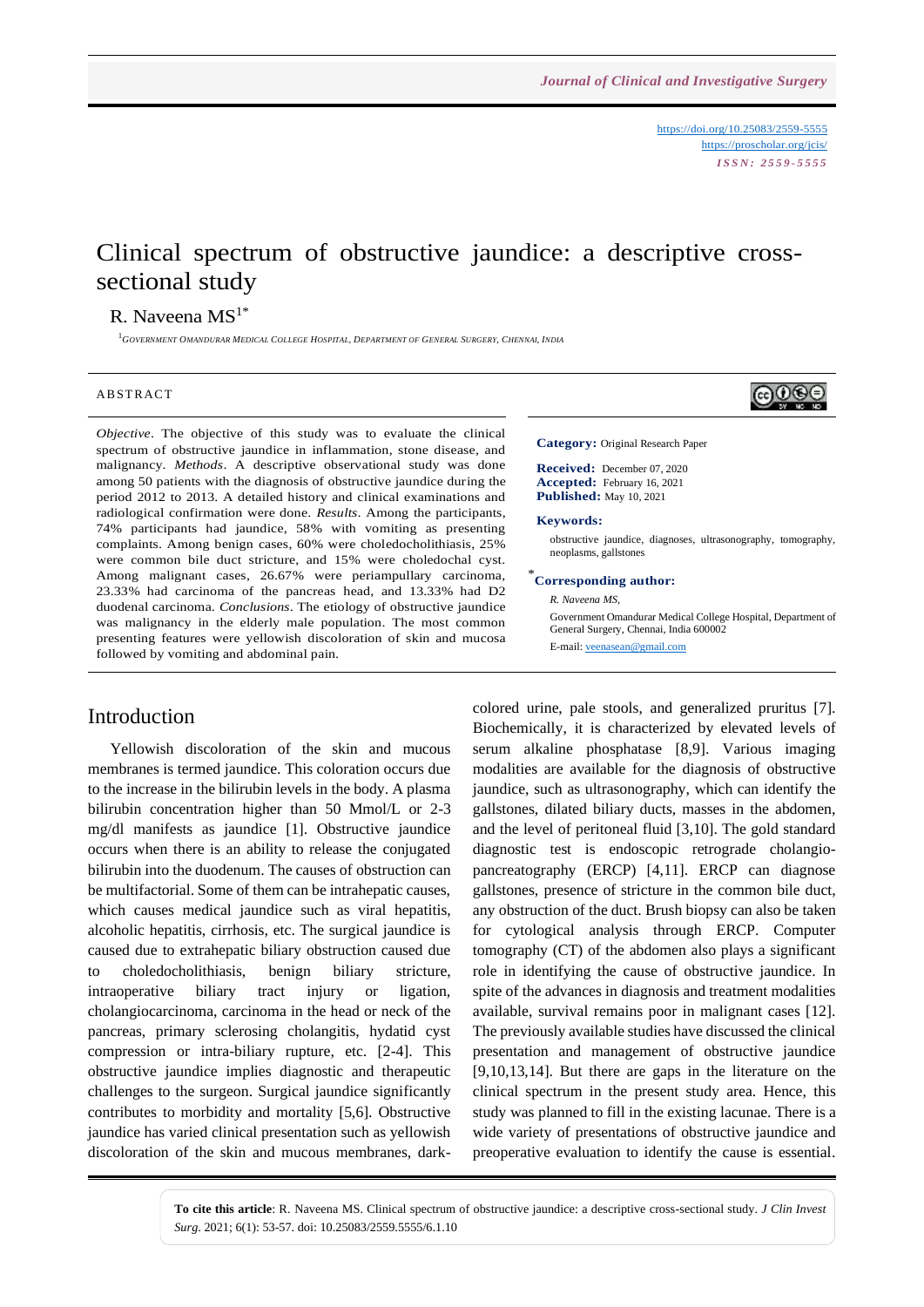https://doi.org/10.25083/2559-5555
https://proscholar.org/jcis/
*ISSN: 2559-5555*

# Clinical spectrum of obstructive jaundice: a descriptive cross-sectional study

R. Naveena MS[1*]

[1] Government Omandurar Medical College Hospital, Department of General Surgery, Chennai, India

## ABSTRACT

*Objective*. The objective of this study was to evaluate the clinical spectrum of obstructive jaundice in inflammation, stone disease, and malignancy. *Methods*. A descriptive observational study was done among 50 patients with the diagnosis of obstructive jaundice during the period 2012 to 2013. A detailed history and clinical examinations and radiological confirmation were done. *Results*. Among the participants, 74% participants had jaundice, 58% with vomiting as presenting complaints. Among benign cases, 60% were choledocholithiasis, 25% were common bile duct stricture, and 15% were choledochal cyst. Among malignant cases, 26.67% were periampullary carcinoma, 23.33% had carcinoma of the pancreas head, and 13.33% had D2 duodenal carcinoma. *Conclusions*. The etiology of obstructive jaundice was malignancy in the elderly male population. The most common presenting features were yellowish discoloration of skin and mucosa followed by vomiting and abdominal pain.

**Category:** Original Research Paper

**Received:** December 07, 2020
**Accepted:** February 16, 2021
**Published:** May 10, 2021

**Keywords:**

obstructive jaundice, diagnoses, ultrasonography, tomography, neoplasms, gallstones

[*]**Corresponding author:**

*R. Naveena MS,*

Government Omandurar Medical College Hospital, Department of General Surgery, Chennai, India 600002

E-mail: veenasean@gmail.com

## Introduction

Yellowish discoloration of the skin and mucous membranes is termed jaundice. This coloration occurs due to the increase in the bilirubin levels in the body. A plasma bilirubin concentration higher than 50 Mmol/L or 2-3 mg/dl manifests as jaundice [1]. Obstructive jaundice occurs when there is an ability to release the conjugated bilirubin into the duodenum. The causes of obstruction can be multifactorial. Some of them can be intrahepatic causes, which causes medical jaundice such as viral hepatitis, alcoholic hepatitis, cirrhosis, etc. The surgical jaundice is caused due to extrahepatic biliary obstruction caused due to choledocholithiasis, benign biliary stricture, intraoperative biliary tract injury or ligation, cholangiocarcinoma, carcinoma in the head or neck of the pancreas, primary sclerosing cholangitis, hydatid cyst compression or intra-biliary rupture, etc. [2-4]. This obstructive jaundice implies diagnostic and therapeutic challenges to the surgeon. Surgical jaundice significantly contributes to morbidity and mortality [5,6]. Obstructive jaundice has varied clinical presentation such as yellowish discoloration of the skin and mucous membranes, dark-colored urine, pale stools, and generalized pruritus [7]. Biochemically, it is characterized by elevated levels of serum alkaline phosphatase [8,9]. Various imaging modalities are available for the diagnosis of obstructive jaundice, such as ultrasonography, which can identify the gallstones, dilated biliary ducts, masses in the abdomen, and the level of peritoneal fluid [3,10]. The gold standard diagnostic test is endoscopic retrograde cholangio-pancreatography (ERCP) [4,11]. ERCP can diagnose gallstones, presence of stricture in the common bile duct, any obstruction of the duct. Brush biopsy can also be taken for cytological analysis through ERCP. Computer tomography (CT) of the abdomen also plays a significant role in identifying the cause of obstructive jaundice. In spite of the advances in diagnosis and treatment modalities available, survival remains poor in malignant cases [12]. The previously available studies have discussed the clinical presentation and management of obstructive jaundice [9,10,13,14]. But there are gaps in the literature on the clinical spectrum in the present study area. Hence, this study was planned to fill in the existing lacunae. There is a wide variety of presentations of obstructive jaundice and preoperative evaluation to identify the cause is essential.

**To cite this article**: R. Naveena MS. Clinical spectrum of obstructive jaundice: a descriptive cross-sectional study. *J Clin Invest Surg*. 2021; 6(1): 53-57. doi: 10.25083/2559.5555/6.1.10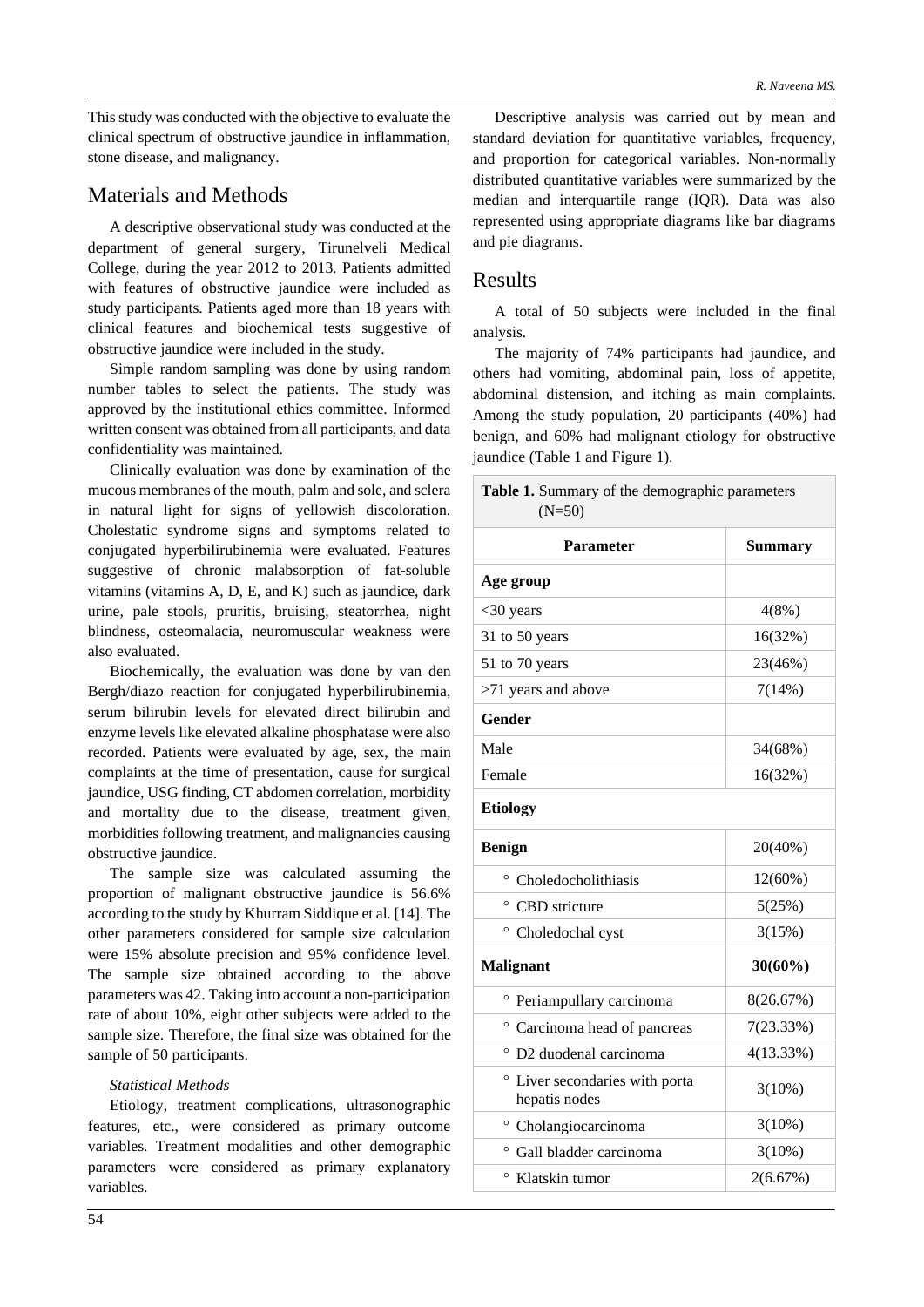This study was conducted with the objective to evaluate the clinical spectrum of obstructive jaundice in inflammation, stone disease, and malignancy.

## Materials and Methods

A descriptive observational study was conducted at the department of general surgery, Tirunelveli Medical College, during the year 2012 to 2013. Patients admitted with features of obstructive jaundice were included as study participants. Patients aged more than 18 years with clinical features and biochemical tests suggestive of obstructive jaundice were included in the study.

Simple random sampling was done by using random number tables to select the patients. The study was approved by the institutional ethics committee. Informed written consent was obtained from all participants, and data confidentiality was maintained.

Clinically evaluation was done by examination of the mucous membranes of the mouth, palm and sole, and sclera in natural light for signs of yellowish discoloration. Cholestatic syndrome signs and symptoms related to conjugated hyperbilirubinemia were evaluated. Features suggestive of chronic malabsorption of fat-soluble vitamins (vitamins A, D, E, and K) such as jaundice, dark urine, pale stools, pruritis, bruising, steatorrhea, night blindness, osteomalacia, neuromuscular weakness were also evaluated.

Biochemically, the evaluation was done by van den Bergh/diazo reaction for conjugated hyperbilirubinemia, serum bilirubin levels for elevated direct bilirubin and enzyme levels like elevated alkaline phosphatase were also recorded. Patients were evaluated by age, sex, the main complaints at the time of presentation, cause for surgical jaundice, USG finding, CT abdomen correlation, morbidity and mortality due to the disease, treatment given, morbidities following treatment, and malignancies causing obstructive jaundice.

The sample size was calculated assuming the proportion of malignant obstructive jaundice is 56.6% according to the study by Khurram Siddique et al. [14]. The other parameters considered for sample size calculation were 15% absolute precision and 95% confidence level. The sample size obtained according to the above parameters was 42. Taking into account a non-participation rate of about 10%, eight other subjects were added to the sample size. Therefore, the final size was obtained for the sample of 50 participants.

### *Statistical Methods*

Etiology, treatment complications, ultrasonographic features, etc., were considered as primary outcome variables. Treatment modalities and other demographic parameters were considered as primary explanatory variables.

Descriptive analysis was carried out by mean and standard deviation for quantitative variables, frequency, and proportion for categorical variables. Non-normally distributed quantitative variables were summarized by the median and interquartile range (IQR). Data was also represented using appropriate diagrams like bar diagrams and pie diagrams.

## Results

A total of 50 subjects were included in the final analysis.

The majority of 74% participants had jaundice, and others had vomiting, abdominal pain, loss of appetite, abdominal distension, and itching as main complaints. Among the study population, 20 participants (40%) had benign, and 60% had malignant etiology for obstructive jaundice (Table 1 and Figure 1).

**Table 1.** Summary of the demographic parameters (N=50)

| Parameter | Summary |
|---|---|
| **Age group** | |
| <30 years | 4(8%) |
| 31 to 50 years | 16(32%) |
| 51 to 70 years | 23(46%) |
| >71 years and above | 7(14%) |
| **Gender** | |
| Male | 34(68%) |
| Female | 16(32%) |
| **Etiology** | |
| **Benign** | 20(40%) |
| ° Choledocholithiasis | 12(60%) |
| ° CBD stricture | 5(25%) |
| ° Choledochal cyst | 3(15%) |
| **Malignant** | **30(60%)** |
| ° Periampullary carcinoma | 8(26.67%) |
| ° Carcinoma head of pancreas | 7(23.33%) |
| ° D2 duodenal carcinoma | 4(13.33%) |
| ° Liver secondaries with porta hepatis nodes | 3(10%) |
| ° Cholangiocarcinoma | 3(10%) |
| ° Gall bladder carcinoma | 3(10%) |
| ° Klatskin tumor | 2(6.67%) |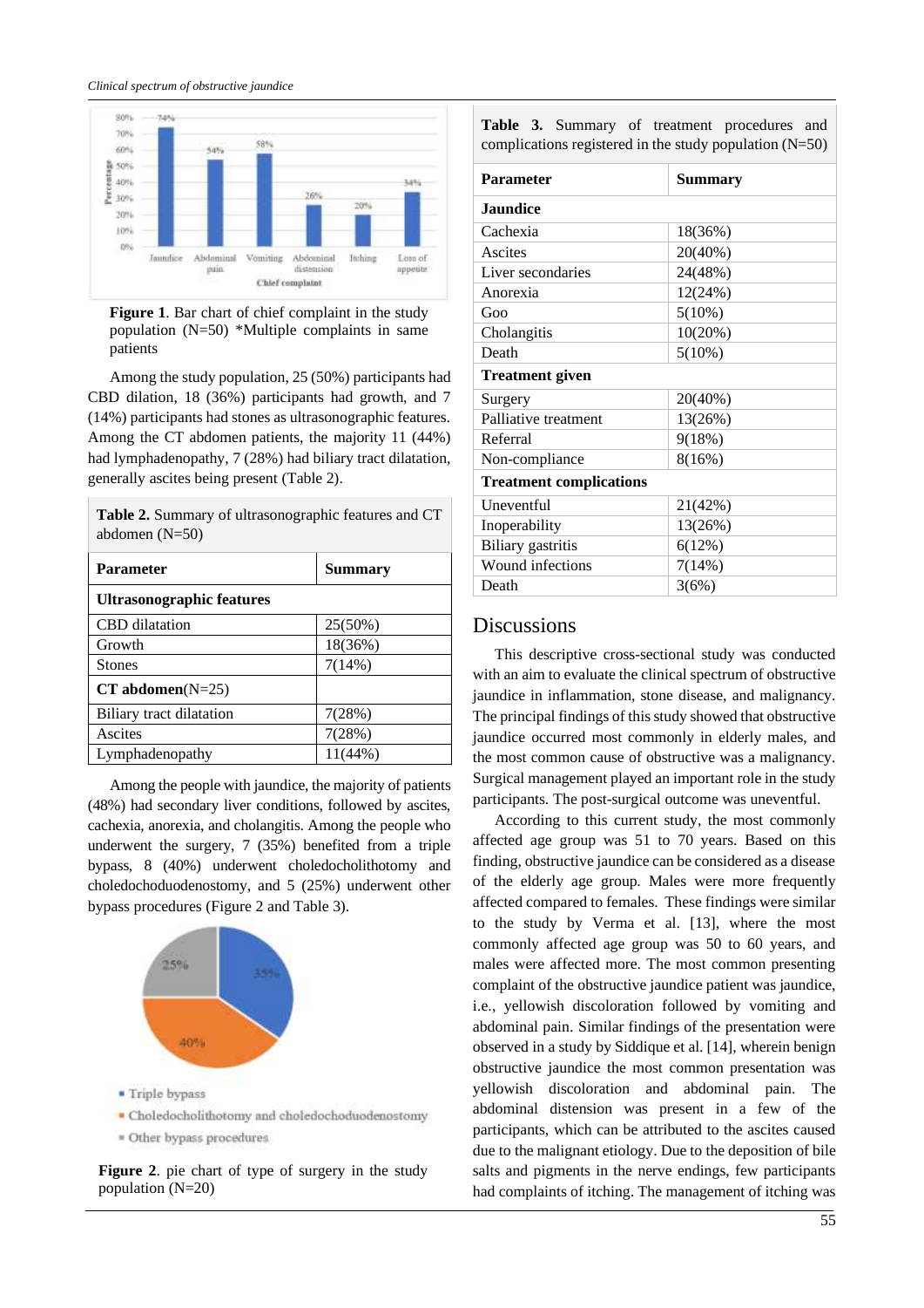Figure 1. Bar chart of chief complaint in the study population (N=50) *Multiple complaints in same patients

Among the study population, 25 (50%) participants had CBD dilation, 18 (36%) participants had growth, and 7 (14%) participants had stones as ultrasonographic features. Among the CT abdomen patients, the majority 11 (44%) had lymphadenopathy, 7 (28%) had biliary tract dilatation, generally ascites being present (Table 2).

**Table 2.** Summary of ultrasonographic features and CT abdomen (N=50)

| Parameter | Summary |
|---|---|
| **Ultrasonographic features** | |
| CBD dilatation | 25(50%) |
| Growth | 18(36%) |
| Stones | 7(14%) |
| **CT abdomen**(N=25) | |
| Biliary tract dilatation | 7(28%) |
| Ascites | 7(28%) |
| Lymphadenopathy | 11(44%) |

Among the people with jaundice, the majority of patients (48%) had secondary liver conditions, followed by ascites, cachexia, anorexia, and cholangitis. Among the people who underwent the surgery, 7 (35%) benefited from a triple bypass, 8 (40%) underwent choledocholithotomy and choledochoduodenostomy, and 5 (25%) underwent other bypass procedures (Figure 2 and Table 3).

Figure 2. pie chart of type of surgery in the study population (N=20)

**Table 3.** Summary of treatment procedures and complications registered in the study population (N=50)

| Parameter | Summary |
|---|---|
| **Jaundice** | |
| Cachexia | 18(36%) |
| Ascites | 20(40%) |
| Liver secondaries | 24(48%) |
| Anorexia | 12(24%) |
| Goo | 5(10%) |
| Cholangitis | 10(20%) |
| Death | 5(10%) |
| **Treatment given** | |
| Surgery | 20(40%) |
| Palliative treatment | 13(26%) |
| Referral | 9(18%) |
| Non-compliance | 8(16%) |
| **Treatment complications** | |
| Uneventful | 21(42%) |
| Inoperability | 13(26%) |
| Biliary gastritis | 6(12%) |
| Wound infections | 7(14%) |
| Death | 3(6%) |

## Discussions

This descriptive cross-sectional study was conducted with an aim to evaluate the clinical spectrum of obstructive jaundice in inflammation, stone disease, and malignancy. The principal findings of this study showed that obstructive jaundice occurred most commonly in elderly males, and the most common cause of obstructive was a malignancy. Surgical management played an important role in the study participants. The post-surgical outcome was uneventful.

According to this current study, the most commonly affected age group was 51 to 70 years. Based on this finding, obstructive jaundice can be considered as a disease of the elderly age group. Males were more frequently affected compared to females. These findings were similar to the study by Verma et al. [13], where the most commonly affected age group was 50 to 60 years, and males were affected more. The most common presenting complaint of the obstructive jaundice patient was jaundice, i.e., yellowish discoloration followed by vomiting and abdominal pain. Similar findings of the presentation were observed in a study by Siddique et al. [14], wherein benign obstructive jaundice the most common presentation was yellowish discoloration and abdominal pain. The abdominal distension was present in a few of the participants, which can be attributed to the ascites caused due to the malignant etiology. Due to the deposition of bile salts and pigments in the nerve endings, few participants had complaints of itching. The management of itching was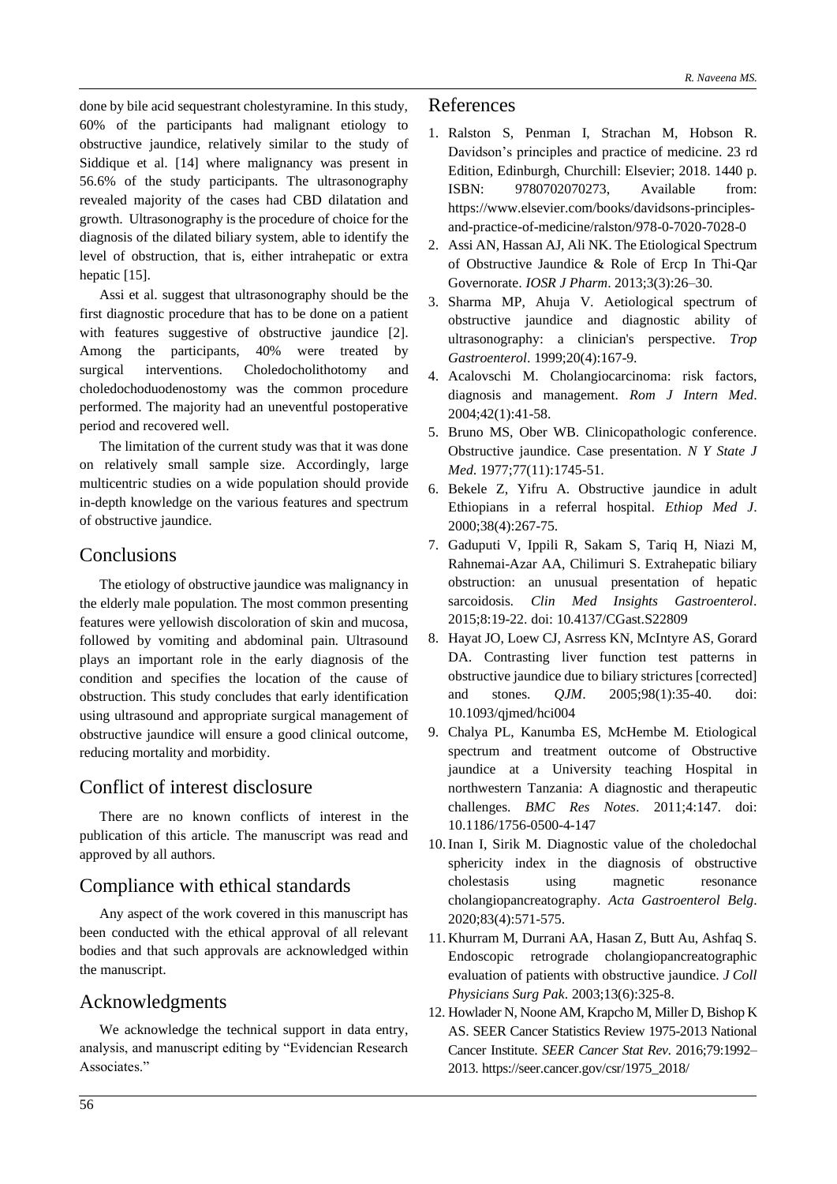done by bile acid sequestrant cholestyramine. In this study, 60% of the participants had malignant etiology to obstructive jaundice, relatively similar to the study of Siddique et al. [14] where malignancy was present in 56.6% of the study participants. The ultrasonography revealed majority of the cases had CBD dilatation and growth. Ultrasonography is the procedure of choice for the diagnosis of the dilated biliary system, able to identify the level of obstruction, that is, either intrahepatic or extra hepatic [15].

Assi et al. suggest that ultrasonography should be the first diagnostic procedure that has to be done on a patient with features suggestive of obstructive jaundice [2]. Among the participants, 40% were treated by surgical interventions. Choledocholithotomy and choledochoduodenostomy was the common procedure performed. The majority had an uneventful postoperative period and recovered well.

The limitation of the current study was that it was done on relatively small sample size. Accordingly, large multicentric studies on a wide population should provide in-depth knowledge on the various features and spectrum of obstructive jaundice.

## Conclusions

The etiology of obstructive jaundice was malignancy in the elderly male population. The most common presenting features were yellowish discoloration of skin and mucosa, followed by vomiting and abdominal pain. Ultrasound plays an important role in the early diagnosis of the condition and specifies the location of the cause of obstruction. This study concludes that early identification using ultrasound and appropriate surgical management of obstructive jaundice will ensure a good clinical outcome, reducing mortality and morbidity.

## Conflict of interest disclosure

There are no known conflicts of interest in the publication of this article. The manuscript was read and approved by all authors.

## Compliance with ethical standards

Any aspect of the work covered in this manuscript has been conducted with the ethical approval of all relevant bodies and that such approvals are acknowledged within the manuscript.

## Acknowledgments

We acknowledge the technical support in data entry, analysis, and manuscript editing by "Evidencian Research Associates."

## References

1. Ralston S, Penman I, Strachan M, Hobson R. Davidson's principles and practice of medicine. 23 rd Edition, Edinburgh, Churchill: Elsevier; 2018. 1440 p. ISBN: 9780702070273, Available from: https://www.elsevier.com/books/davidsons-principles-and-practice-of-medicine/ralston/978-0-7020-7028-0
2. Assi AN, Hassan AJ, Ali NK. The Etiological Spectrum of Obstructive Jaundice & Role of Ercp In Thi-Qar Governorate. *IOSR J Pharm*. 2013;3(3):26–30.
3. Sharma MP, Ahuja V. Aetiological spectrum of obstructive jaundice and diagnostic ability of ultrasonography: a clinician's perspective. *Trop Gastroenterol*. 1999;20(4):167-9.
4. Acalovschi M. Cholangiocarcinoma: risk factors, diagnosis and management. *Rom J Intern Med*. 2004;42(1):41-58.
5. Bruno MS, Ober WB. Clinicopathologic conference. Obstructive jaundice. Case presentation. *N Y State J Med*. 1977;77(11):1745-51.
6. Bekele Z, Yifru A. Obstructive jaundice in adult Ethiopians in a referral hospital. *Ethiop Med J*. 2000;38(4):267-75.
7. Gaduputi V, Ippili R, Sakam S, Tariq H, Niazi M, Rahnemai-Azar AA, Chilimuri S. Extrahepatic biliary obstruction: an unusual presentation of hepatic sarcoidosis. *Clin Med Insights Gastroenterol*. 2015;8:19-22. doi: 10.4137/CGast.S22809
8. Hayat JO, Loew CJ, Asrress KN, McIntyre AS, Gorard DA. Contrasting liver function test patterns in obstructive jaundice due to biliary strictures [corrected] and stones. *QJM*. 2005;98(1):35-40. doi: 10.1093/qjmed/hci004
9. Chalya PL, Kanumba ES, McHembe M. Etiological spectrum and treatment outcome of Obstructive jaundice at a University teaching Hospital in northwestern Tanzania: A diagnostic and therapeutic challenges. *BMC Res Notes*. 2011;4:147. doi: 10.1186/1756-0500-4-147
10. Inan I, Sirik M. Diagnostic value of the choledochal sphericity index in the diagnosis of obstructive cholestasis using magnetic resonance cholangiopancreatography. *Acta Gastroenterol Belg*. 2020;83(4):571-575.
11. Khurram M, Durrani AA, Hasan Z, Butt Au, Ashfaq S. Endoscopic retrograde cholangiopancreatographic evaluation of patients with obstructive jaundice. *J Coll Physicians Surg Pak*. 2003;13(6):325-8.
12. Howlader N, Noone AM, Krapcho M, Miller D, Bishop K AS. SEER Cancer Statistics Review 1975-2013 National Cancer Institute. *SEER Cancer Stat Rev*. 2016;79:1992–2013. https://seer.cancer.gov/csr/1975_2018/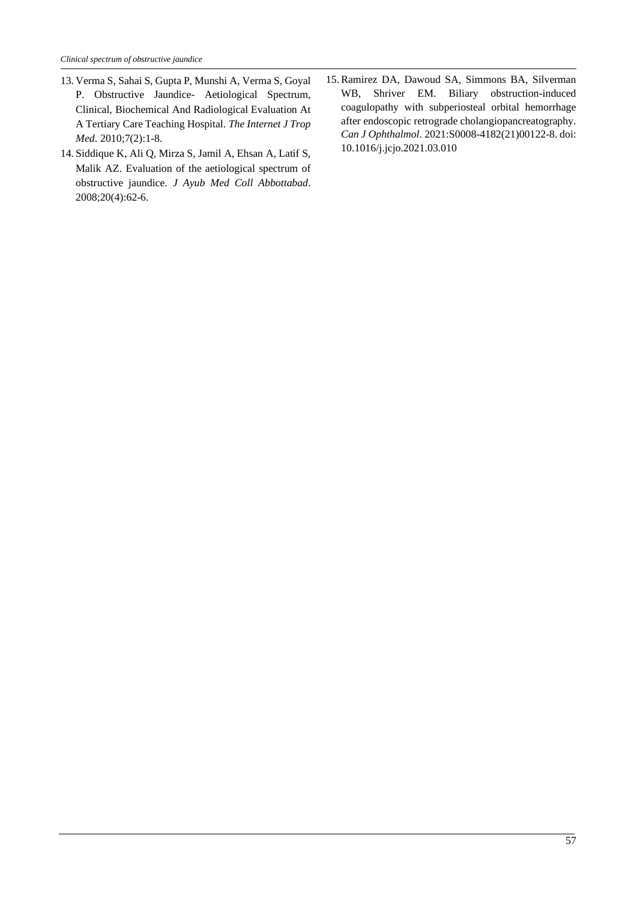13. Verma S, Sahai S, Gupta P, Munshi A, Verma S, Goyal P. Obstructive Jaundice- Aetiological Spectrum, Clinical, Biochemical And Radiological Evaluation At A Tertiary Care Teaching Hospital. *The Internet J Trop Med*. 2010;7(2):1-8.
14. Siddique K, Ali Q, Mirza S, Jamil A, Ehsan A, Latif S, Malik AZ. Evaluation of the aetiological spectrum of obstructive jaundice. *J Ayub Med Coll Abbottabad*. 2008;20(4):62-6.
15. Ramirez DA, Dawoud SA, Simmons BA, Silverman WB, Shriver EM. Biliary obstruction-induced coagulopathy with subperiosteal orbital hemorrhage after endoscopic retrograde cholangiopancreatography. *Can J Ophthalmol*. 2021:S0008-4182(21)00122-8. doi: 10.1016/j.jcjo.2021.03.010